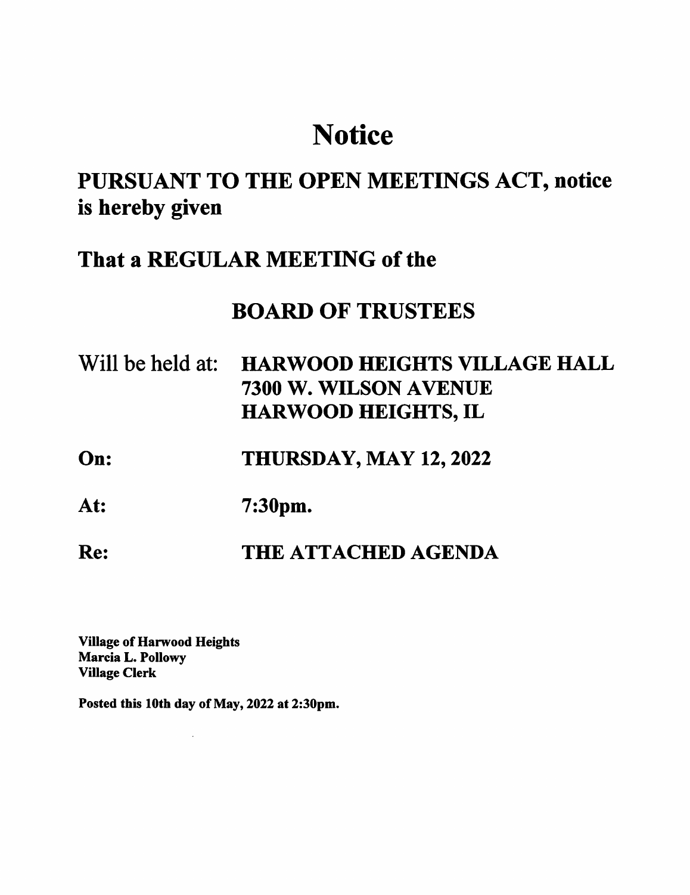# Notice

## PURSUANT TO THE OPEN MEETINGS ACT, notice is hereby given

## That a REGULAR MEETING of the

## BOARD OF TRUSTEES

Will be held at: **HARWOOD HEIGHTS VILLAGE HALL**
**7300 W. WILSON AVENUE**
**HARWOOD HEIGHTS, IL**

**On:** **THURSDAY, MAY 12, 2022**

**At:** **7:30pm.**

**Re:** **THE ATTACHED AGENDA**

**Village of Harwood Heights**
**Marcia L. Pollowy**
**Village Clerk**

**Posted this 10th day of May, 2022 at 2:30pm.**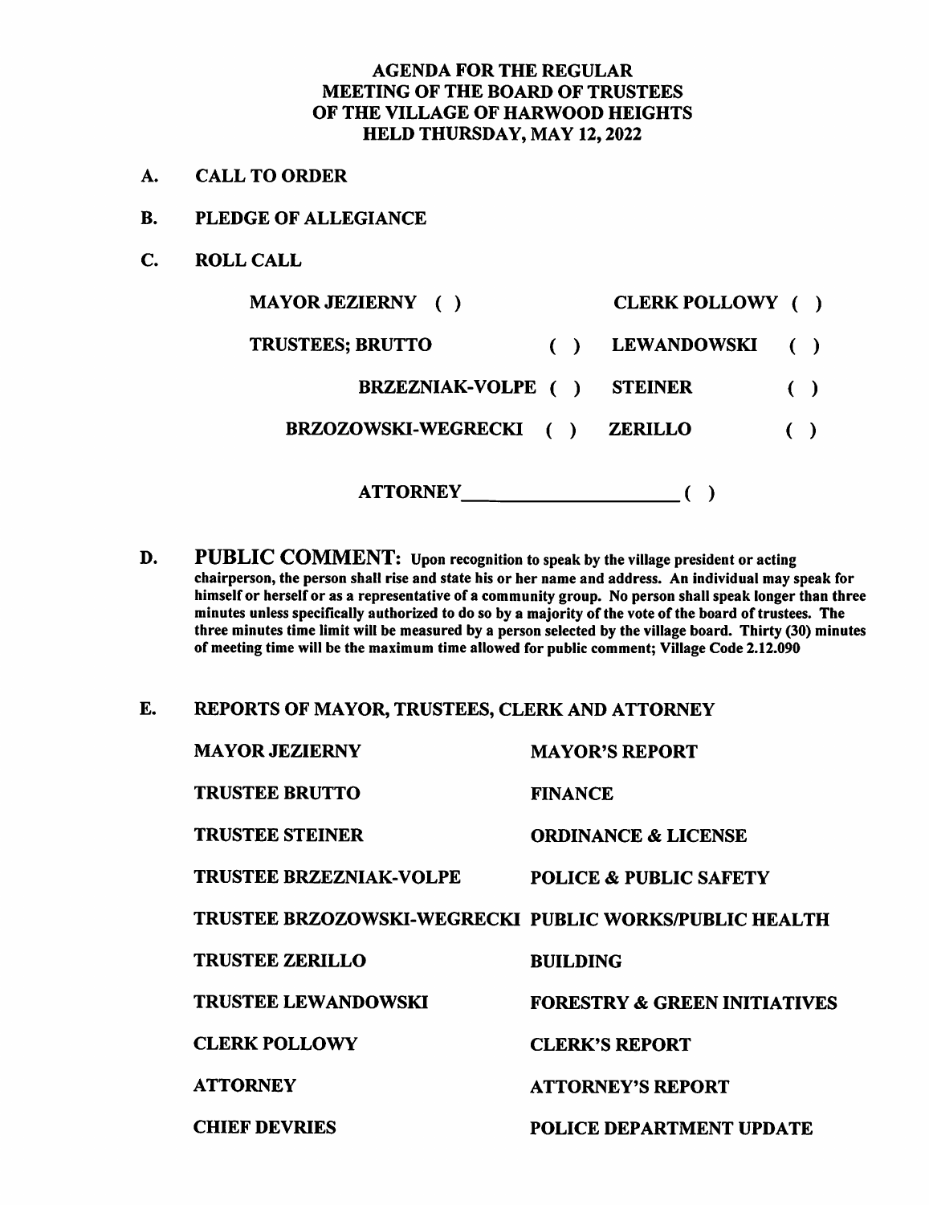# AGENDA FOR THE REGULAR MEETING OF THE BOARD OF TRUSTEES OF THE VILLAGE OF HARWOOD HEIGHTS HELD THURSDAY, MAY 12, 2022

**A. CALL TO ORDER**

**B. PLEDGE OF ALLEGIANCE**

**C. ROLL CALL**

| | | | |
|---|---|---|---|
| MAYOR JEZIERNY ( ) | | CLERK POLLOWY | ( ) |
| TRUSTEES; BRUTTO | ( ) | LEWANDOWSKI | ( ) |
| BRZEZNIAK-VOLPE | ( ) | STEINER | ( ) |
| BRZOZOWSKI-WEGRECKI | ( ) | ZERILLO | ( ) |

ATTORNEY____________________ ( )

**D. PUBLIC COMMENT:** **Upon recognition to speak by the village president or acting chairperson, the person shall rise and state his or her name and address. An individual may speak for himself or herself or as a representative of a community group. No person shall speak longer than three minutes unless specifically authorized to do so by a majority of the vote of the board of trustees. The three minutes time limit will be measured by a person selected by the village board. Thirty (30) minutes of meeting time will be the maximum time allowed for public comment; Village Code 2.12.090**

**E. REPORTS OF MAYOR, TRUSTEES, CLERK AND ATTORNEY**

| | |
|---|---|
| MAYOR JEZIERNY | MAYOR'S REPORT |
| TRUSTEE BRUTTO | FINANCE |
| TRUSTEE STEINER | ORDINANCE & LICENSE |
| TRUSTEE BRZEZNIAK-VOLPE | POLICE & PUBLIC SAFETY |
| TRUSTEE BRZOZOWSKI-WEGRECKI | PUBLIC WORKS/PUBLIC HEALTH |
| TRUSTEE ZERILLO | BUILDING |
| TRUSTEE LEWANDOWSKI | FORESTRY & GREEN INITIATIVES |
| CLERK POLLOWY | CLERK'S REPORT |
| ATTORNEY | ATTORNEY'S REPORT |
| CHIEF DEVRIES | POLICE DEPARTMENT UPDATE |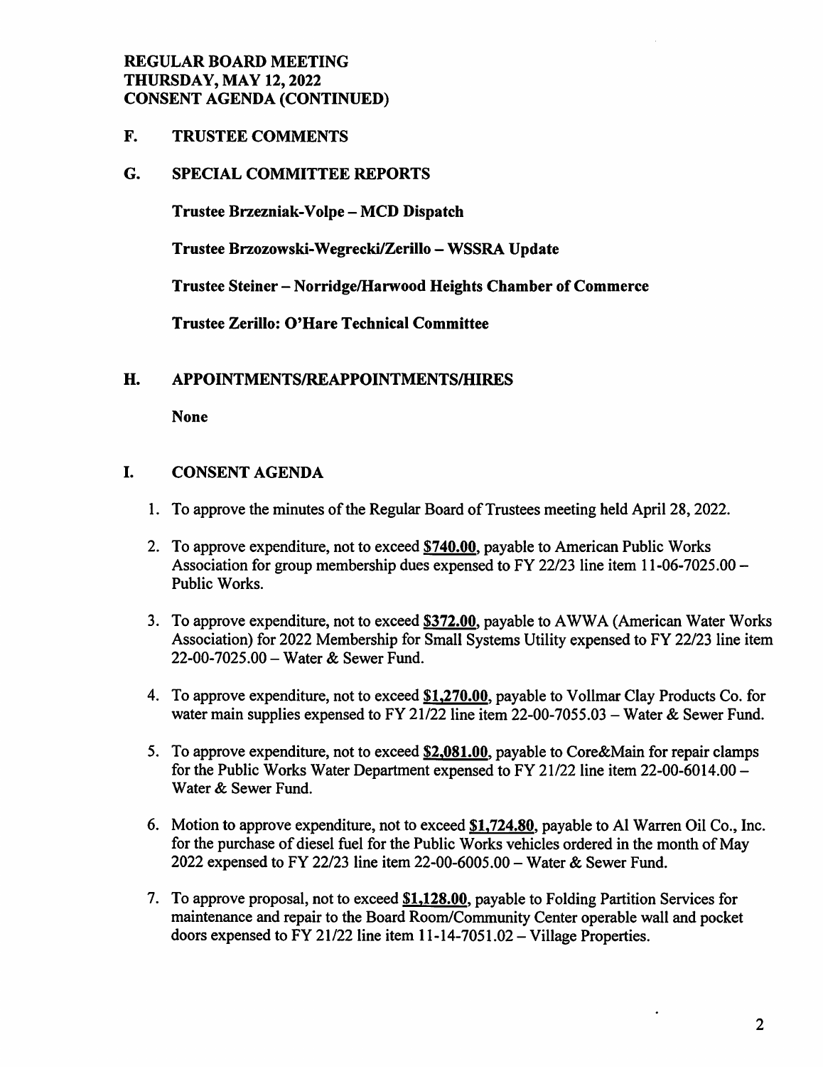**REGULAR BOARD MEETING**
**THURSDAY, MAY 12, 2022**
**CONSENT AGENDA (CONTINUED)**

## F. TRUSTEE COMMENTS

## G. SPECIAL COMMITTEE REPORTS

**Trustee Brzezniak-Volpe – MCD Dispatch**

**Trustee Brzozowski-Wegrecki/Zerillo – WSSRA Update**

**Trustee Steiner – Norridge/Harwood Heights Chamber of Commerce**

**Trustee Zerillo: O'Hare Technical Committee**

## H. APPOINTMENTS/REAPPOINTMENTS/HIRES

**None**

## I. CONSENT AGENDA

1. To approve the minutes of the Regular Board of Trustees meeting held April 28, 2022.
2. To approve expenditure, not to exceed **$740.00**, payable to American Public Works Association for group membership dues expensed to FY 22/23 line item 11-06-7025.00 – Public Works.
3. To approve expenditure, not to exceed **$372.00**, payable to AWWA (American Water Works Association) for 2022 Membership for Small Systems Utility expensed to FY 22/23 line item 22-00-7025.00 – Water & Sewer Fund.
4. To approve expenditure, not to exceed **$1,270.00**, payable to Vollmar Clay Products Co. for water main supplies expensed to FY 21/22 line item 22-00-7055.03 – Water & Sewer Fund.
5. To approve expenditure, not to exceed **$2,081.00**, payable to Core&Main for repair clamps for the Public Works Water Department expensed to FY 21/22 line item 22-00-6014.00 – Water & Sewer Fund.
6. Motion to approve expenditure, not to exceed **$1,724.80**, payable to Al Warren Oil Co., Inc. for the purchase of diesel fuel for the Public Works vehicles ordered in the month of May 2022 expensed to FY 22/23 line item 22-00-6005.00 – Water & Sewer Fund.
7. To approve proposal, not to exceed **$1,128.00**, payable to Folding Partition Services for maintenance and repair to the Board Room/Community Center operable wall and pocket doors expensed to FY 21/22 line item 11-14-7051.02 – Village Properties.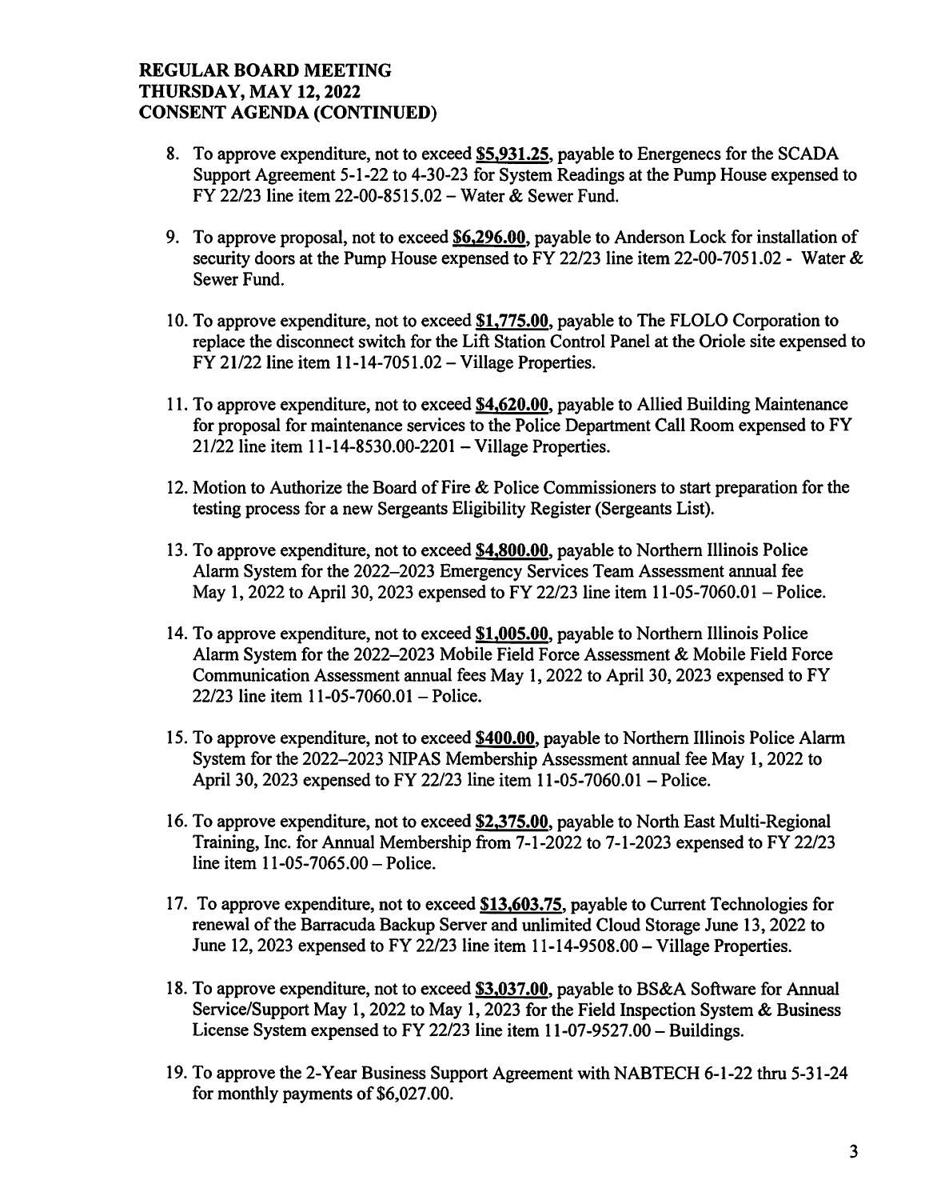**REGULAR BOARD MEETING**
**THURSDAY, MAY 12, 2022**
**CONSENT AGENDA (CONTINUED)**

8. To approve expenditure, not to exceed **$5,931.25**, payable to Energenecs for the SCADA Support Agreement 5-1-22 to 4-30-23 for System Readings at the Pump House expensed to FY 22/23 line item 22-00-8515.02 – Water & Sewer Fund.

9. To approve proposal, not to exceed **$6,296.00**, payable to Anderson Lock for installation of security doors at the Pump House expensed to FY 22/23 line item 22-00-7051.02 - Water & Sewer Fund.

10. To approve expenditure, not to exceed **$1,775.00**, payable to The FLOLO Corporation to replace the disconnect switch for the Lift Station Control Panel at the Oriole site expensed to FY 21/22 line item 11-14-7051.02 – Village Properties.

11. To approve expenditure, not to exceed **$4,620.00**, payable to Allied Building Maintenance for proposal for maintenance services to the Police Department Call Room expensed to FY 21/22 line item 11-14-8530.00-2201 – Village Properties.

12. Motion to Authorize the Board of Fire & Police Commissioners to start preparation for the testing process for a new Sergeants Eligibility Register (Sergeants List).

13. To approve expenditure, not to exceed **$4,800.00**, payable to Northern Illinois Police Alarm System for the 2022–2023 Emergency Services Team Assessment annual fee May 1, 2022 to April 30, 2023 expensed to FY 22/23 line item 11-05-7060.01 – Police.

14. To approve expenditure, not to exceed **$1,005.00**, payable to Northern Illinois Police Alarm System for the 2022–2023 Mobile Field Force Assessment & Mobile Field Force Communication Assessment annual fees May 1, 2022 to April 30, 2023 expensed to FY 22/23 line item 11-05-7060.01 – Police.

15. To approve expenditure, not to exceed **$400.00**, payable to Northern Illinois Police Alarm System for the 2022–2023 NIPAS Membership Assessment annual fee May 1, 2022 to April 30, 2023 expensed to FY 22/23 line item 11-05-7060.01 – Police.

16. To approve expenditure, not to exceed **$2,375.00**, payable to North East Multi-Regional Training, Inc. for Annual Membership from 7-1-2022 to 7-1-2023 expensed to FY 22/23 line item 11-05-7065.00 – Police.

17. To approve expenditure, not to exceed **$13,603.75**, payable to Current Technologies for renewal of the Barracuda Backup Server and unlimited Cloud Storage June 13, 2022 to June 12, 2023 expensed to FY 22/23 line item 11-14-9508.00 – Village Properties.

18. To approve expenditure, not to exceed **$3,037.00**, payable to BS&A Software for Annual Service/Support May 1, 2022 to May 1, 2023 for the Field Inspection System & Business License System expensed to FY 22/23 line item 11-07-9527.00 – Buildings.

19. To approve the 2-Year Business Support Agreement with NABTECH 6-1-22 thru 5-31-24 for monthly payments of $6,027.00.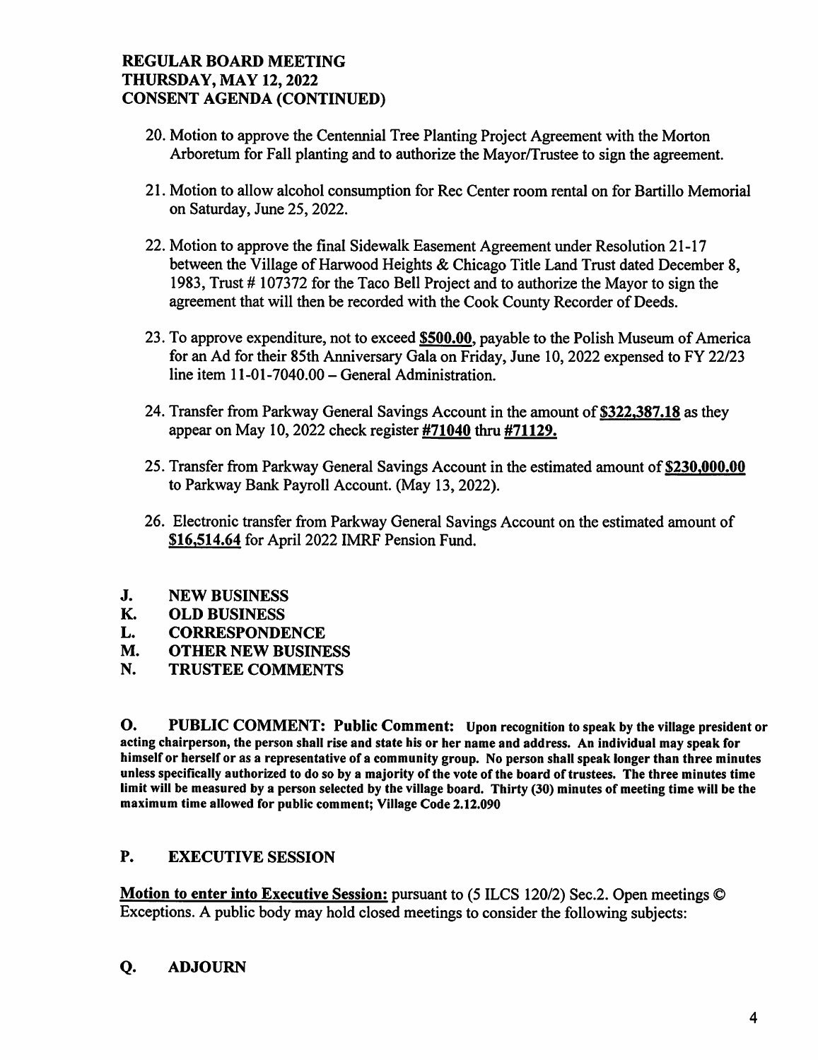**REGULAR BOARD MEETING**
**THURSDAY, MAY 12, 2022**
**CONSENT AGENDA (CONTINUED)**

20. Motion to approve the Centennial Tree Planting Project Agreement with the Morton Arboretum for Fall planting and to authorize the Mayor/Trustee to sign the agreement.

21. Motion to allow alcohol consumption for Rec Center room rental on for Bartillo Memorial on Saturday, June 25, 2022.

22. Motion to approve the final Sidewalk Easement Agreement under Resolution 21-17 between the Village of Harwood Heights & Chicago Title Land Trust dated December 8, 1983, Trust # 107372 for the Taco Bell Project and to authorize the Mayor to sign the agreement that will then be recorded with the Cook County Recorder of Deeds.

23. To approve expenditure, not to exceed **<u>$500.00</u>**, payable to the Polish Museum of America for an Ad for their 85th Anniversary Gala on Friday, June 10, 2022 expensed to FY 22/23 line item 11-01-7040.00 – General Administration.

24. Transfer from Parkway General Savings Account in the amount of **<u>$322,387.18</u>** as they appear on May 10, 2022 check register **<u>#71040</u>** thru **<u>#71129.</u>**

25. Transfer from Parkway General Savings Account in the estimated amount of **<u>$230,000.00</u>** to Parkway Bank Payroll Account. (May 13, 2022).

26. Electronic transfer from Parkway General Savings Account on the estimated amount of **<u>$16,514.64</u>** for April 2022 IMRF Pension Fund.

**J. NEW BUSINESS**
**K. OLD BUSINESS**
**L. CORRESPONDENCE**
**M. OTHER NEW BUSINESS**
**N. TRUSTEE COMMENTS**

**O. PUBLIC COMMENT: Public Comment: Upon recognition to speak by the village president or acting chairperson, the person shall rise and state his or her name and address. An individual may speak for himself or herself or as a representative of a community group. No person shall speak longer than three minutes unless specifically authorized to do so by a majority of the vote of the board of trustees. The three minutes time limit will be measured by a person selected by the village board. Thirty (30) minutes of meeting time will be the maximum time allowed for public comment; Village Code 2.12.090**

**P. EXECUTIVE SESSION**

**<u>Motion to enter into Executive Session:</u>** pursuant to (5 ILCS 120/2) Sec.2. Open meetings © Exceptions. A public body may hold closed meetings to consider the following subjects:

**Q. ADJOURN**